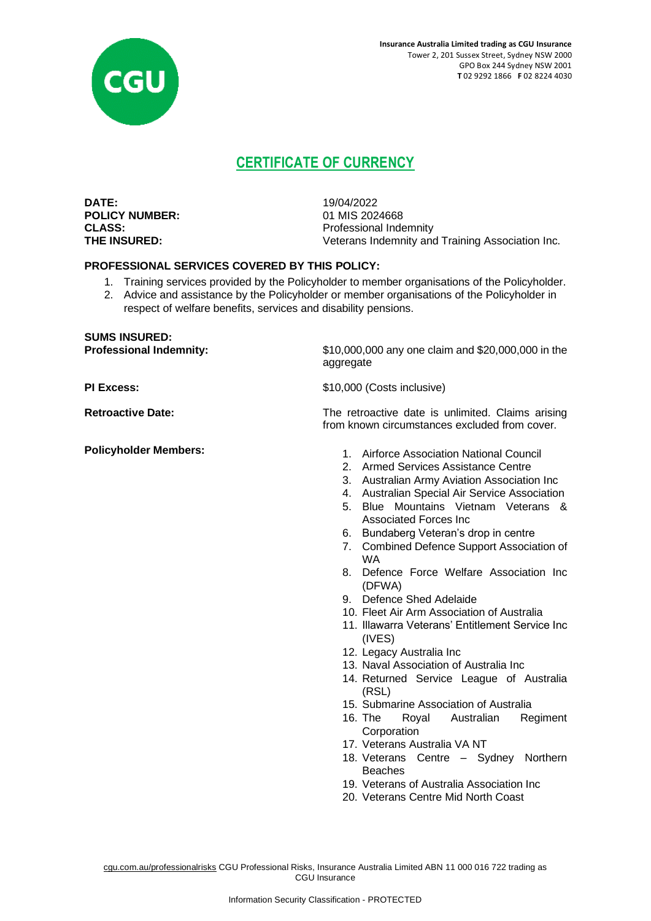**Insurance Australia Limited trading as CGU Insurance**
Tower 2, 201 Sussex Street, Sydney NSW 2000
GPO Box 244 Sydney NSW 2001
**T** 02 9292 1866 **F** 02 8224 4030

# CERTIFICATE OF CURRENCY

| | |
|---|---|
| **DATE:** | 19/04/2022 |
| **POLICY NUMBER:** | 01 MIS 2024668 |
| **CLASS:** | Professional Indemnity |
| **THE INSURED:** | Veterans Indemnity and Training Association Inc. |

**PROFESSIONAL SERVICES COVERED BY THIS POLICY:**

1. Training services provided by the Policyholder to member organisations of the Policyholder.
2. Advice and assistance by the Policyholder or member organisations of the Policyholder in respect of welfare benefits, services and disability pensions.

**SUMS INSURED:**

**Professional Indemnity:** $10,000,000 any one claim and $20,000,000 in the aggregate

**PI Excess:** $10,000 (Costs inclusive)

**Retroactive Date:** The retroactive date is unlimited. Claims arising from known circumstances excluded from cover.

**Policyholder Members:**

1. Airforce Association National Council
2. Armed Services Assistance Centre
3. Australian Army Aviation Association Inc
4. Australian Special Air Service Association
5. Blue Mountains Vietnam Veterans & Associated Forces Inc
6. Bundaberg Veteran's drop in centre
7. Combined Defence Support Association of WA
8. Defence Force Welfare Association Inc (DFWA)
9. Defence Shed Adelaide
10. Fleet Air Arm Association of Australia
11. Illawarra Veterans' Entitlement Service Inc (IVES)
12. Legacy Australia Inc
13. Naval Association of Australia Inc
14. Returned Service League of Australia (RSL)
15. Submarine Association of Australia
16. The Royal Australian Regiment Corporation
17. Veterans Australia VA NT
18. Veterans Centre – Sydney Northern Beaches
19. Veterans of Australia Association Inc
20. Veterans Centre Mid North Coast

cgu.com.au/professionalrisks CGU Professional Risks, Insurance Australia Limited ABN 11 000 016 722 trading as CGU Insurance

Information Security Classification - PROTECTED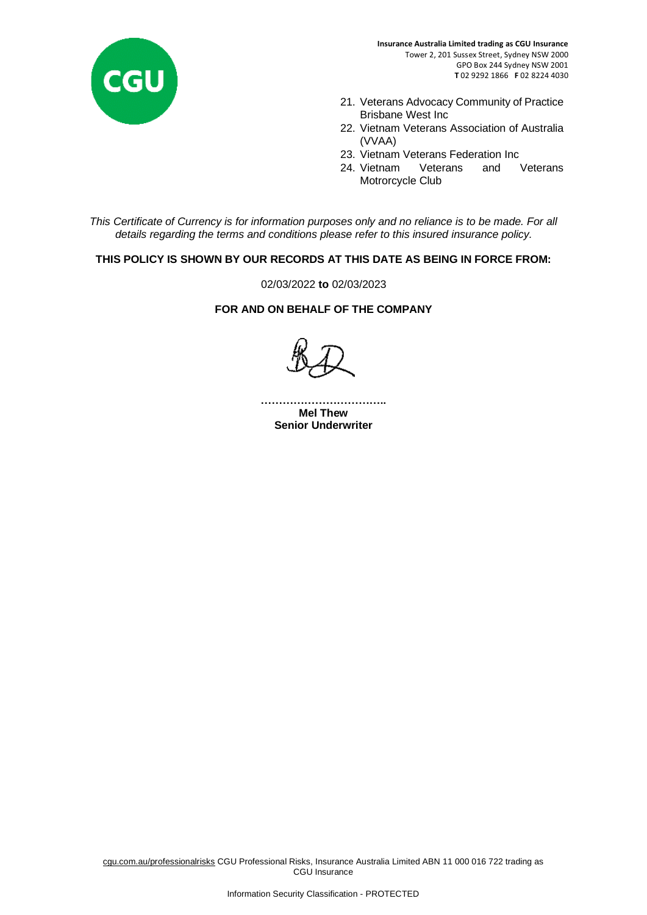**Insurance Australia Limited trading as CGU Insurance**
Tower 2, 201 Sussex Street, Sydney NSW 2000
GPO Box 244 Sydney NSW 2001
**T** 02 9292 1866 **F** 02 8224 4030

21. Veterans Advocacy Community of Practice Brisbane West Inc
22. Vietnam Veterans Association of Australia (VVAA)
23. Vietnam Veterans Federation Inc
24. Vietnam Veterans and Veterans Motrorcycle Club

*This Certificate of Currency is for information purposes only and no reliance is to be made. For all details regarding the terms and conditions please refer to this insured insurance policy.*

**THIS POLICY IS SHOWN BY OUR RECORDS AT THIS DATE AS BEING IN FORCE FROM:**

02/03/2022 **to** 02/03/2023

**FOR AND ON BEHALF OF THE COMPANY**

……………………………..
**Mel Thew**
**Senior Underwriter**

cgu.com.au/professionalrisks CGU Professional Risks, Insurance Australia Limited ABN 11 000 016 722 trading as CGU Insurance

Information Security Classification - PROTECTED